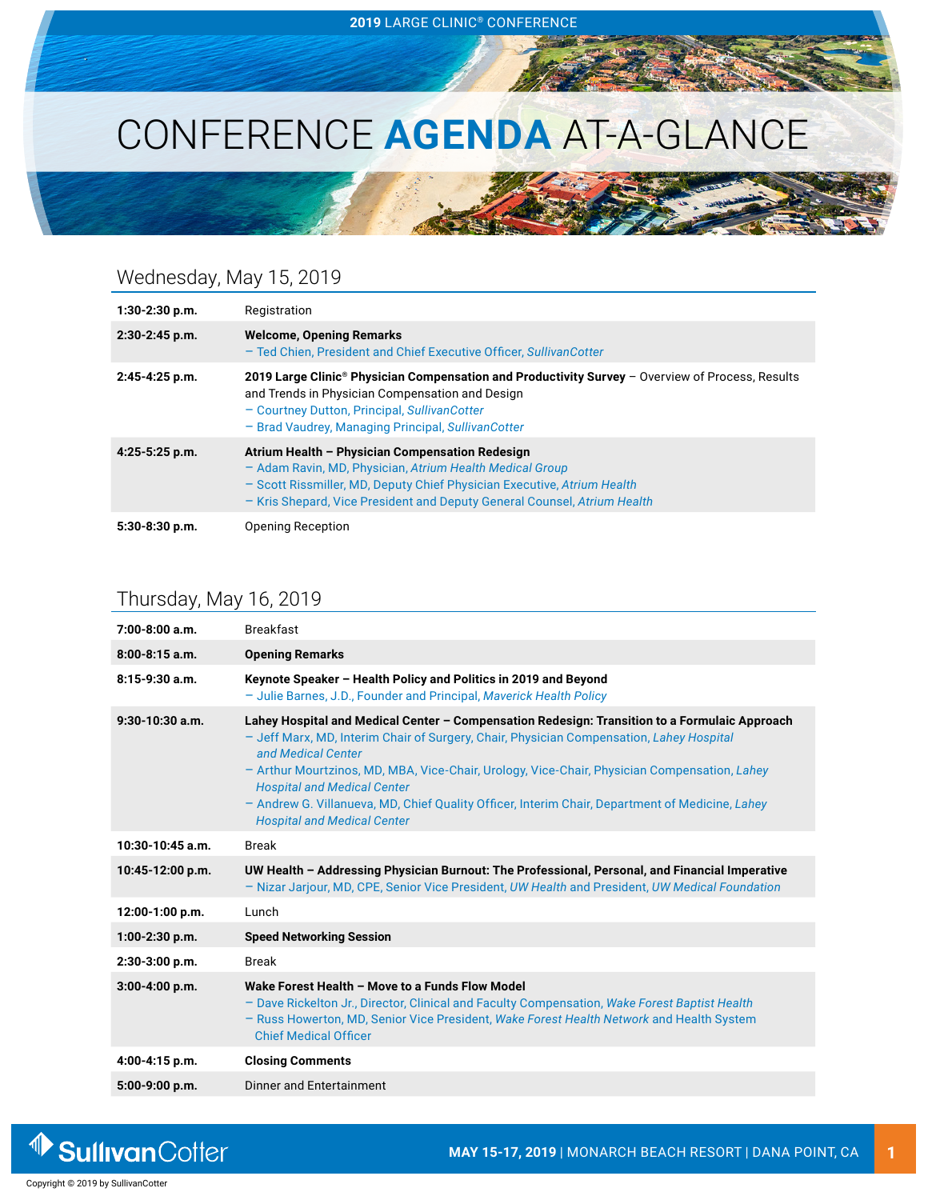2019 LARGE CLINIC® CONFERENCE

# CONFERENCE **AGENDA** AT-A-GLANCE

## Wednesday, May 15, 2019

| | |
|---|---|
| **1:30-2:30 p.m.** | Registration |
| **2:30-2:45 p.m.** | **Welcome, Opening Remarks**<br>– Ted Chien, President and Chief Executive Officer, *SullivanCotter* |
| **2:45-4:25 p.m.** | **2019 Large Clinic® Physician Compensation and Productivity Survey** – Overview of Process, Results and Trends in Physician Compensation and Design<br>– Courtney Dutton, Principal, *SullivanCotter*<br>– Brad Vaudrey, Managing Principal, *SullivanCotter* |
| **4:25-5:25 p.m.** | **Atrium Health – Physician Compensation Redesign**<br>– Adam Ravin, MD, Physician, *Atrium Health Medical Group*<br>– Scott Rissmiller, MD, Deputy Chief Physician Executive, *Atrium Health*<br>– Kris Shepard, Vice President and Deputy General Counsel, *Atrium Health* |
| **5:30-8:30 p.m.** | Opening Reception |

## Thursday, May 16, 2019

| | |
|---|---|
| **7:00-8:00 a.m.** | Breakfast |
| **8:00-8:15 a.m.** | **Opening Remarks** |
| **8:15-9:30 a.m.** | **Keynote Speaker – Health Policy and Politics in 2019 and Beyond**<br>– Julie Barnes, J.D., Founder and Principal, *Maverick Health Policy* |
| **9:30-10:30 a.m.** | **Lahey Hospital and Medical Center – Compensation Redesign: Transition to a Formulaic Approach**<br>– Jeff Marx, MD, Interim Chair of Surgery, Chair, Physician Compensation, *Lahey Hospital and Medical Center*<br>– Arthur Mourtzinos, MD, MBA, Vice-Chair, Urology, Vice-Chair, Physician Compensation, *Lahey Hospital and Medical Center*<br>– Andrew G. Villanueva, MD, Chief Quality Officer, Interim Chair, Department of Medicine, *Lahey Hospital and Medical Center* |
| **10:30-10:45 a.m.** | Break |
| **10:45-12:00 p.m.** | **UW Health – Addressing Physician Burnout: The Professional, Personal, and Financial Imperative**<br>– Nizar Jarjour, MD, CPE, Senior Vice President, *UW Health* and President, *UW Medical Foundation* |
| **12:00-1:00 p.m.** | Lunch |
| **1:00-2:30 p.m.** | **Speed Networking Session** |
| **2:30-3:00 p.m.** | Break |
| **3:00-4:00 p.m.** | **Wake Forest Health – Move to a Funds Flow Model**<br>– Dave Rickelton Jr., Director, Clinical and Faculty Compensation, *Wake Forest Baptist Health*<br>– Russ Howerton, MD, Senior Vice President, *Wake Forest Health Network* and Health System Chief Medical Officer |
| **4:00-4:15 p.m.** | **Closing Comments** |
| **5:00-9:00 p.m.** | Dinner and Entertainment |

SullivanCotter

**MAY 15-17, 2019** | MONARCH BEACH RESORT | DANA POINT, CA

Copyright © 2019 by SullivanCotter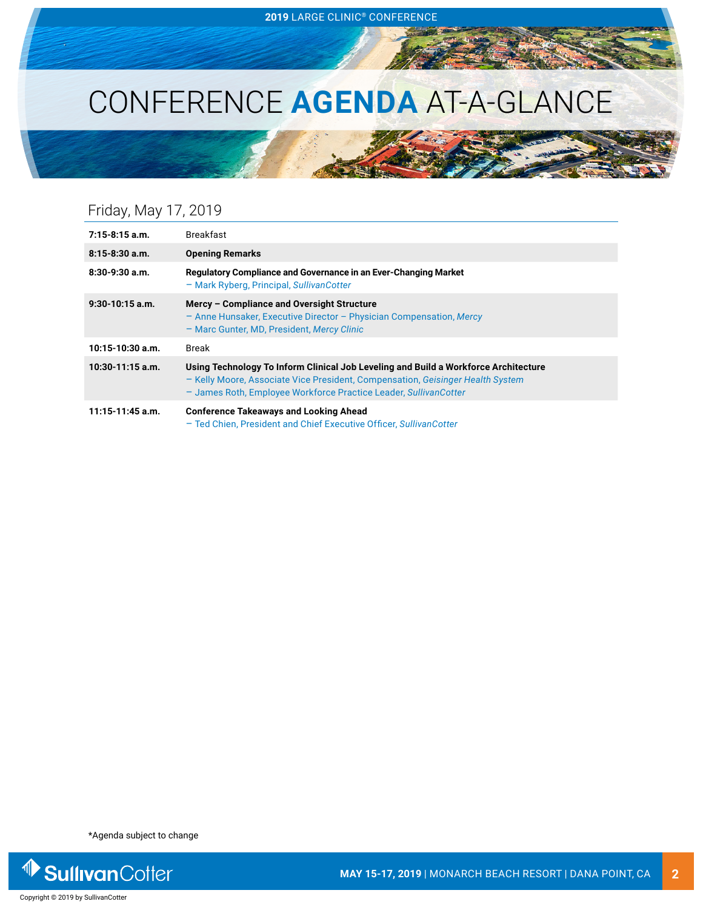# CONFERENCE **AGENDA** AT-A-GLANCE

## Friday, May 17, 2019

| | |
|---|---|
| **7:15-8:15 a.m.** | Breakfast |
| **8:15-8:30 a.m.** | **Opening Remarks** |
| **8:30-9:30 a.m.** | **Regulatory Compliance and Governance in an Ever-Changing Market**<br>– Mark Ryberg, Principal, *SullivanCotter* |
| **9:30-10:15 a.m.** | **Mercy – Compliance and Oversight Structure**<br>– Anne Hunsaker, Executive Director – Physician Compensation, *Mercy*<br>– Marc Gunter, MD, President, *Mercy Clinic* |
| **10:15-10:30 a.m.** | Break |
| **10:30-11:15 a.m.** | **Using Technology To Inform Clinical Job Leveling and Build a Workforce Architecture**<br>– Kelly Moore, Associate Vice President, Compensation, *Geisinger Health System*<br>– James Roth, Employee Workforce Practice Leader, *SullivanCotter* |
| **11:15-11:45 a.m.** | **Conference Takeaways and Looking Ahead**<br>– Ted Chien, President and Chief Executive Officer, *SullivanCotter* |

*Agenda subject to change

SullivanCotter

**MAY 15-17, 2019** | MONARCH BEACH RESORT | DANA POINT, CA

Copyright © 2019 by SullivanCotter